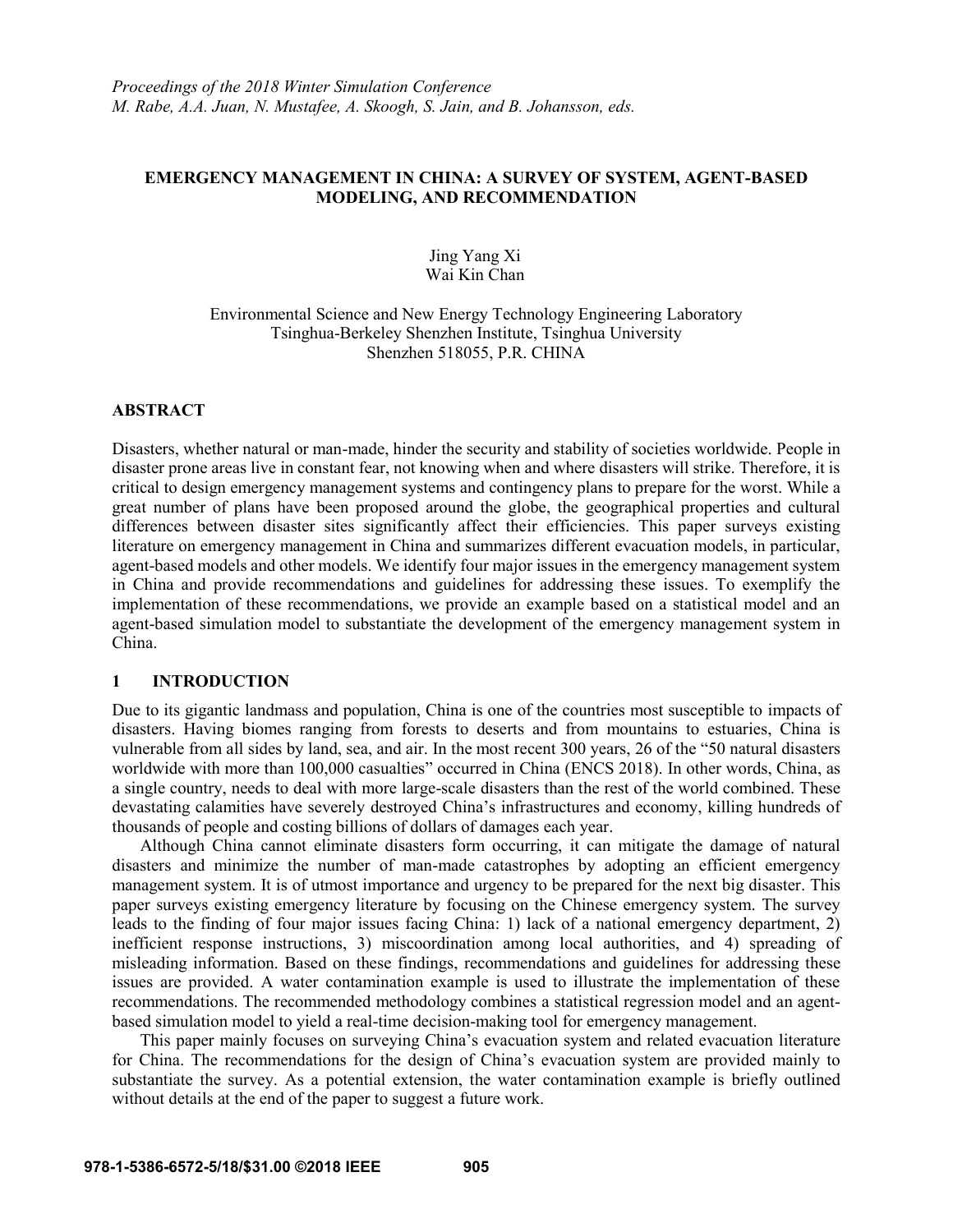*Proceedings of the 2018 Winter Simulation Conference*
*M. Rabe, A.A. Juan, N. Mustafee, A. Skoogh, S. Jain, and B. Johansson, eds.*

# EMERGENCY MANAGEMENT IN CHINA: A SURVEY OF SYSTEM, AGENT-BASED MODELING, AND RECOMMENDATION

Jing Yang Xi
Wai Kin Chan

Environmental Science and New Energy Technology Engineering Laboratory
Tsinghua-Berkeley Shenzhen Institute, Tsinghua University
Shenzhen 518055, P.R. CHINA

## ABSTRACT

Disasters, whether natural or man-made, hinder the security and stability of societies worldwide. People in disaster prone areas live in constant fear, not knowing when and where disasters will strike. Therefore, it is critical to design emergency management systems and contingency plans to prepare for the worst. While a great number of plans have been proposed around the globe, the geographical properties and cultural differences between disaster sites significantly affect their efficiencies. This paper surveys existing literature on emergency management in China and summarizes different evacuation models, in particular, agent-based models and other models. We identify four major issues in the emergency management system in China and provide recommendations and guidelines for addressing these issues. To exemplify the implementation of these recommendations, we provide an example based on a statistical model and an agent-based simulation model to substantiate the development of the emergency management system in China.

## 1 INTRODUCTION

Due to its gigantic landmass and population, China is one of the countries most susceptible to impacts of disasters. Having biomes ranging from forests to deserts and from mountains to estuaries, China is vulnerable from all sides by land, sea, and air. In the most recent 300 years, 26 of the "50 natural disasters worldwide with more than 100,000 casualties" occurred in China (ENCS 2018). In other words, China, as a single country, needs to deal with more large-scale disasters than the rest of the world combined. These devastating calamities have severely destroyed China's infrastructures and economy, killing hundreds of thousands of people and costing billions of dollars of damages each year.

Although China cannot eliminate disasters form occurring, it can mitigate the damage of natural disasters and minimize the number of man-made catastrophes by adopting an efficient emergency management system. It is of utmost importance and urgency to be prepared for the next big disaster. This paper surveys existing emergency literature by focusing on the Chinese emergency system. The survey leads to the finding of four major issues facing China: 1) lack of a national emergency department, 2) inefficient response instructions, 3) miscoordination among local authorities, and 4) spreading of misleading information. Based on these findings, recommendations and guidelines for addressing these issues are provided. A water contamination example is used to illustrate the implementation of these recommendations. The recommended methodology combines a statistical regression model and an agent-based simulation model to yield a real-time decision-making tool for emergency management.

This paper mainly focuses on surveying China's evacuation system and related evacuation literature for China. The recommendations for the design of China's evacuation system are provided mainly to substantiate the survey. As a potential extension, the water contamination example is briefly outlined without details at the end of the paper to suggest a future work.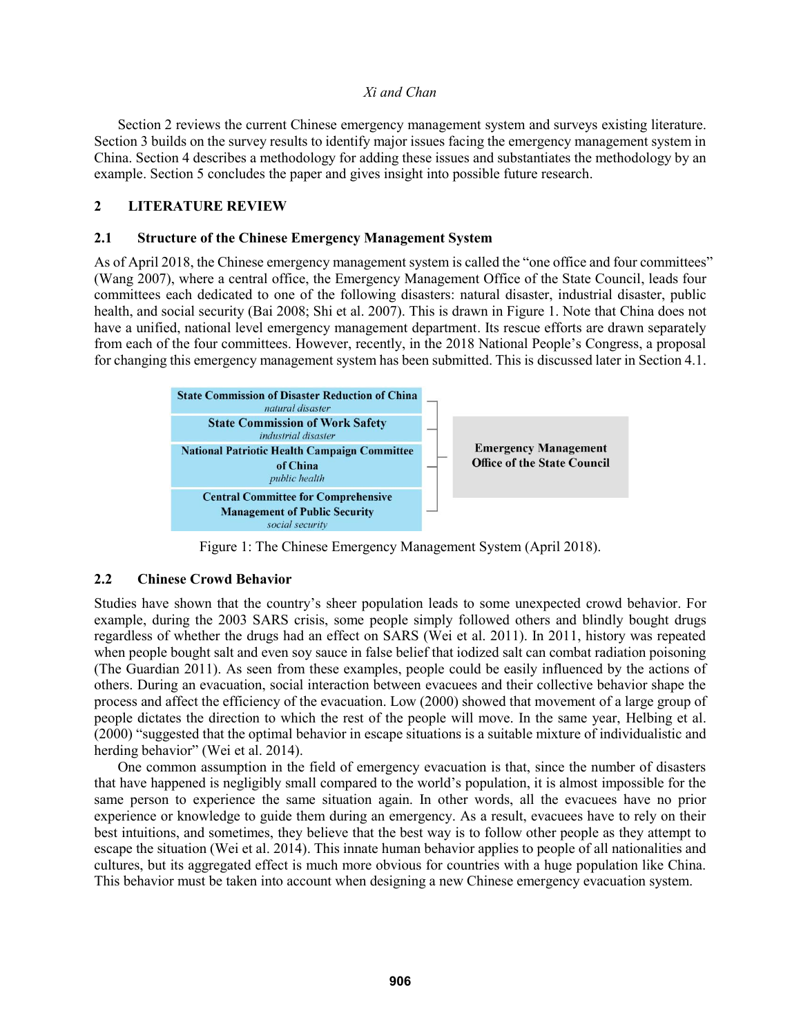Section 2 reviews the current Chinese emergency management system and surveys existing literature. Section 3 builds on the survey results to identify major issues facing the emergency management system in China. Section 4 describes a methodology for adding these issues and substantiates the methodology by an example. Section 5 concludes the paper and gives insight into possible future research.

## 2 LITERATURE REVIEW

### 2.1 Structure of the Chinese Emergency Management System

As of April 2018, the Chinese emergency management system is called the "one office and four committees" (Wang 2007), where a central office, the Emergency Management Office of the State Council, leads four committees each dedicated to one of the following disasters: natural disaster, industrial disaster, public health, and social security (Bai 2008; Shi et al. 2007). This is drawn in Figure 1. Note that China does not have a unified, national level emergency management department. Its rescue efforts are drawn separately from each of the four committees. However, recently, in the 2018 National People's Congress, a proposal for changing this emergency management system has been submitted. This is discussed later in Section 4.1.

| Committees | Central Office |
| --- | --- |
| **State Commission of Disaster Reduction of China** *natural disaster* | **Emergency Management Office of the State Council** |
| **State Commission of Work Safety** *industrial disaster* | |
| **National Patriotic Health Campaign Committee of China** *public health* | |
| **Central Committee for Comprehensive Management of Public Security** *social security* | |

Figure 1: The Chinese Emergency Management System (April 2018).

### 2.2 Chinese Crowd Behavior

Studies have shown that the country's sheer population leads to some unexpected crowd behavior. For example, during the 2003 SARS crisis, some people simply followed others and blindly bought drugs regardless of whether the drugs had an effect on SARS (Wei et al. 2011). In 2011, history was repeated when people bought salt and even soy sauce in false belief that iodized salt can combat radiation poisoning (The Guardian 2011). As seen from these examples, people could be easily influenced by the actions of others. During an evacuation, social interaction between evacuees and their collective behavior shape the process and affect the efficiency of the evacuation. Low (2000) showed that movement of a large group of people dictates the direction to which the rest of the people will move. In the same year, Helbing et al. (2000) "suggested that the optimal behavior in escape situations is a suitable mixture of individualistic and herding behavior" (Wei et al. 2014).

One common assumption in the field of emergency evacuation is that, since the number of disasters that have happened is negligibly small compared to the world's population, it is almost impossible for the same person to experience the same situation again. In other words, all the evacuees have no prior experience or knowledge to guide them during an emergency. As a result, evacuees have to rely on their best intuitions, and sometimes, they believe that the best way is to follow other people as they attempt to escape the situation (Wei et al. 2014). This innate human behavior applies to people of all nationalities and cultures, but its aggregated effect is much more obvious for countries with a huge population like China. This behavior must be taken into account when designing a new Chinese emergency evacuation system.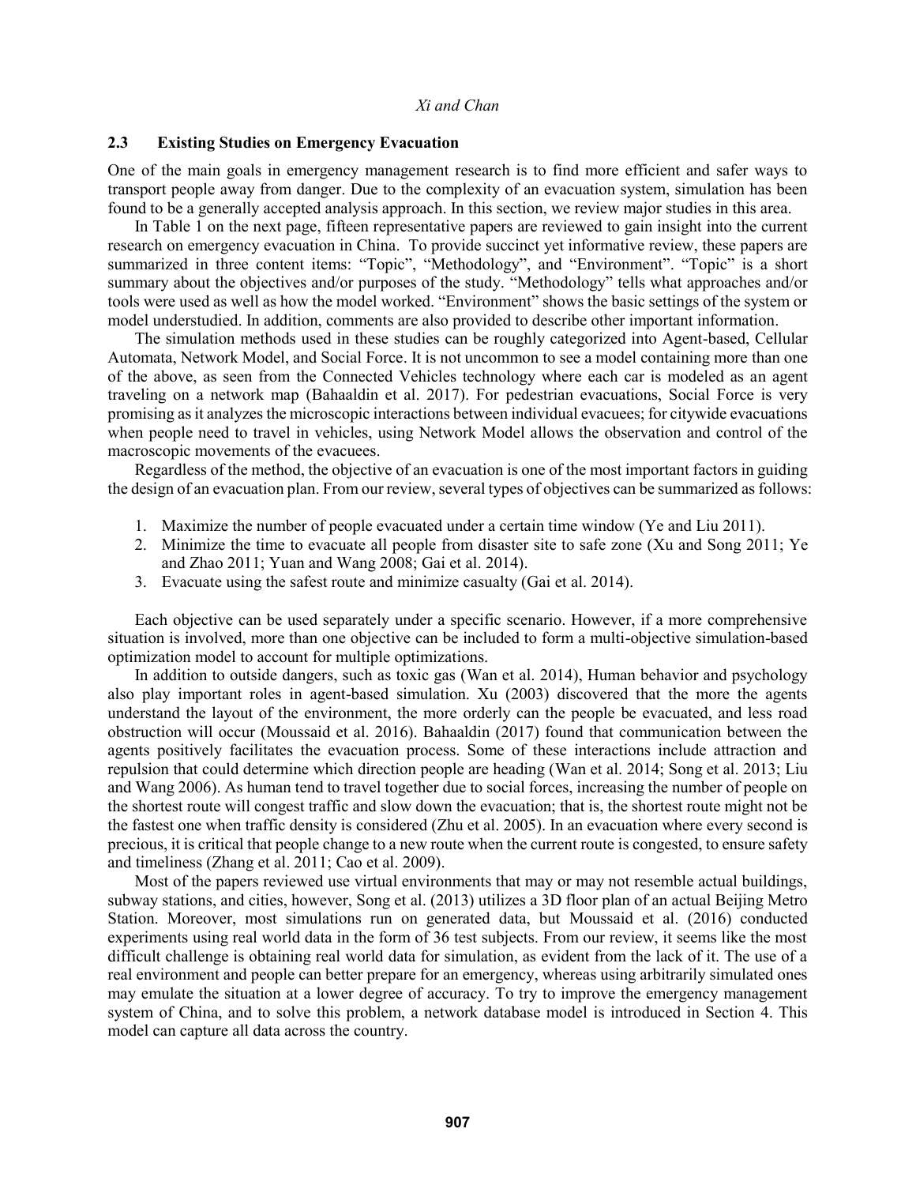### 2.3 Existing Studies on Emergency Evacuation

One of the main goals in emergency management research is to find more efficient and safer ways to transport people away from danger. Due to the complexity of an evacuation system, simulation has been found to be a generally accepted analysis approach. In this section, we review major studies in this area.

In Table 1 on the next page, fifteen representative papers are reviewed to gain insight into the current research on emergency evacuation in China. To provide succinct yet informative review, these papers are summarized in three content items: "Topic", "Methodology", and "Environment". "Topic" is a short summary about the objectives and/or purposes of the study. "Methodology" tells what approaches and/or tools were used as well as how the model worked. "Environment" shows the basic settings of the system or model understudied. In addition, comments are also provided to describe other important information.

The simulation methods used in these studies can be roughly categorized into Agent-based, Cellular Automata, Network Model, and Social Force. It is not uncommon to see a model containing more than one of the above, as seen from the Connected Vehicles technology where each car is modeled as an agent traveling on a network map (Bahaaldin et al. 2017). For pedestrian evacuations, Social Force is very promising as it analyzes the microscopic interactions between individual evacuees; for citywide evacuations when people need to travel in vehicles, using Network Model allows the observation and control of the macroscopic movements of the evacuees.

Regardless of the method, the objective of an evacuation is one of the most important factors in guiding the design of an evacuation plan. From our review, several types of objectives can be summarized as follows:

1. Maximize the number of people evacuated under a certain time window (Ye and Liu 2011).
2. Minimize the time to evacuate all people from disaster site to safe zone (Xu and Song 2011; Ye and Zhao 2011; Yuan and Wang 2008; Gai et al. 2014).
3. Evacuate using the safest route and minimize casualty (Gai et al. 2014).

Each objective can be used separately under a specific scenario. However, if a more comprehensive situation is involved, more than one objective can be included to form a multi-objective simulation-based optimization model to account for multiple optimizations.

In addition to outside dangers, such as toxic gas (Wan et al. 2014), Human behavior and psychology also play important roles in agent-based simulation. Xu (2003) discovered that the more the agents understand the layout of the environment, the more orderly can the people be evacuated, and less road obstruction will occur (Moussaid et al. 2016). Bahaaldin (2017) found that communication between the agents positively facilitates the evacuation process. Some of these interactions include attraction and repulsion that could determine which direction people are heading (Wan et al. 2014; Song et al. 2013; Liu and Wang 2006). As human tend to travel together due to social forces, increasing the number of people on the shortest route will congest traffic and slow down the evacuation; that is, the shortest route might not be the fastest one when traffic density is considered (Zhu et al. 2005). In an evacuation where every second is precious, it is critical that people change to a new route when the current route is congested, to ensure safety and timeliness (Zhang et al. 2011; Cao et al. 2009).

Most of the papers reviewed use virtual environments that may or may not resemble actual buildings, subway stations, and cities, however, Song et al. (2013) utilizes a 3D floor plan of an actual Beijing Metro Station. Moreover, most simulations run on generated data, but Moussaid et al. (2016) conducted experiments using real world data in the form of 36 test subjects. From our review, it seems like the most difficult challenge is obtaining real world data for simulation, as evident from the lack of it. The use of a real environment and people can better prepare for an emergency, whereas using arbitrarily simulated ones may emulate the situation at a lower degree of accuracy. To try to improve the emergency management system of China, and to solve this problem, a network database model is introduced in Section 4. This model can capture all data across the country.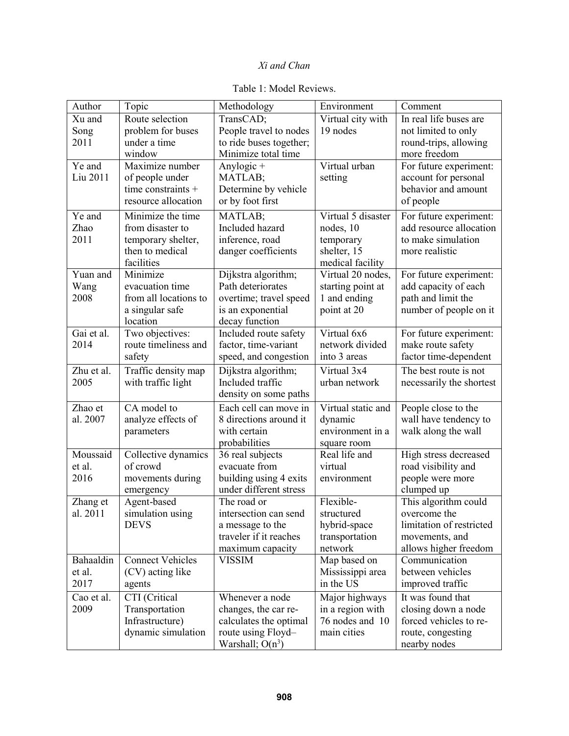Table 1: Model Reviews.

| Author | Topic | Methodology | Environment | Comment |
|---|---|---|---|---|
| Xu and Song 2011 | Route selection problem for buses under a time window | TransCAD; People travel to nodes to ride buses together; Minimize total time | Virtual city with 19 nodes | In real life buses are not limited to only round-trips, allowing more freedom |
| Ye and Liu 2011 | Maximize number of people under time constraints + resource allocation | Anylogic + MATLAB; Determine by vehicle or by foot first | Virtual urban setting | For future experiment: account for personal behavior and amount of people |
| Ye and Zhao 2011 | Minimize the time from disaster to temporary shelter, then to medical facilities | MATLAB; Included hazard inference, road danger coefficients | Virtual 5 disaster nodes, 10 temporary shelter, 15 medical facility | For future experiment: add resource allocation to make simulation more realistic |
| Yuan and Wang 2008 | Minimize evacuation time from all locations to a singular safe location | Dijkstra algorithm; Path deteriorates overtime; travel speed is an exponential decay function | Virtual 20 nodes, starting point at 1 and ending point at 20 | For future experiment: add capacity of each path and limit the number of people on it |
| Gai et al. 2014 | Two objectives: route timeliness and safety | Included route safety factor, time-variant speed, and congestion | Virtual 6x6 network divided into 3 areas | For future experiment: make route safety factor time-dependent |
| Zhu et al. 2005 | Traffic density map with traffic light | Dijkstra algorithm; Included traffic density on some paths | Virtual 3x4 urban network | The best route is not necessarily the shortest |
| Zhao et al. 2007 | CA model to analyze effects of parameters | Each cell can move in 8 directions around it with certain probabilities | Virtual static and dynamic environment in a square room | People close to the wall have tendency to walk along the wall |
| Moussaid et al. 2016 | Collective dynamics of crowd movements during emergency | 36 real subjects evacuate from building using 4 exits under different stress | Real life and virtual environment | High stress decreased road visibility and people were more clumped up |
| Zhang et al. 2011 | Agent-based simulation using DEVS | The road or intersection can send a message to the traveler if it reaches maximum capacity | Flexible-structured hybrid-space transportation network | This algorithm could overcome the limitation of restricted movements, and allows higher freedom |
| Bahaaldin et al. 2017 | Connect Vehicles (CV) acting like agents | VISSIM | Map based on Mississippi area in the US | Communication between vehicles improved traffic |
| Cao et al. 2009 | CTI (Critical Transportation Infrastructure) dynamic simulation | Whenever a node changes, the car re-calculates the optimal route using Floyd–Warshall; $O(n^3)$ | Major highways in a region with 76 nodes and 10 main cities | It was found that closing down a node forced vehicles to re-route, congesting nearby nodes |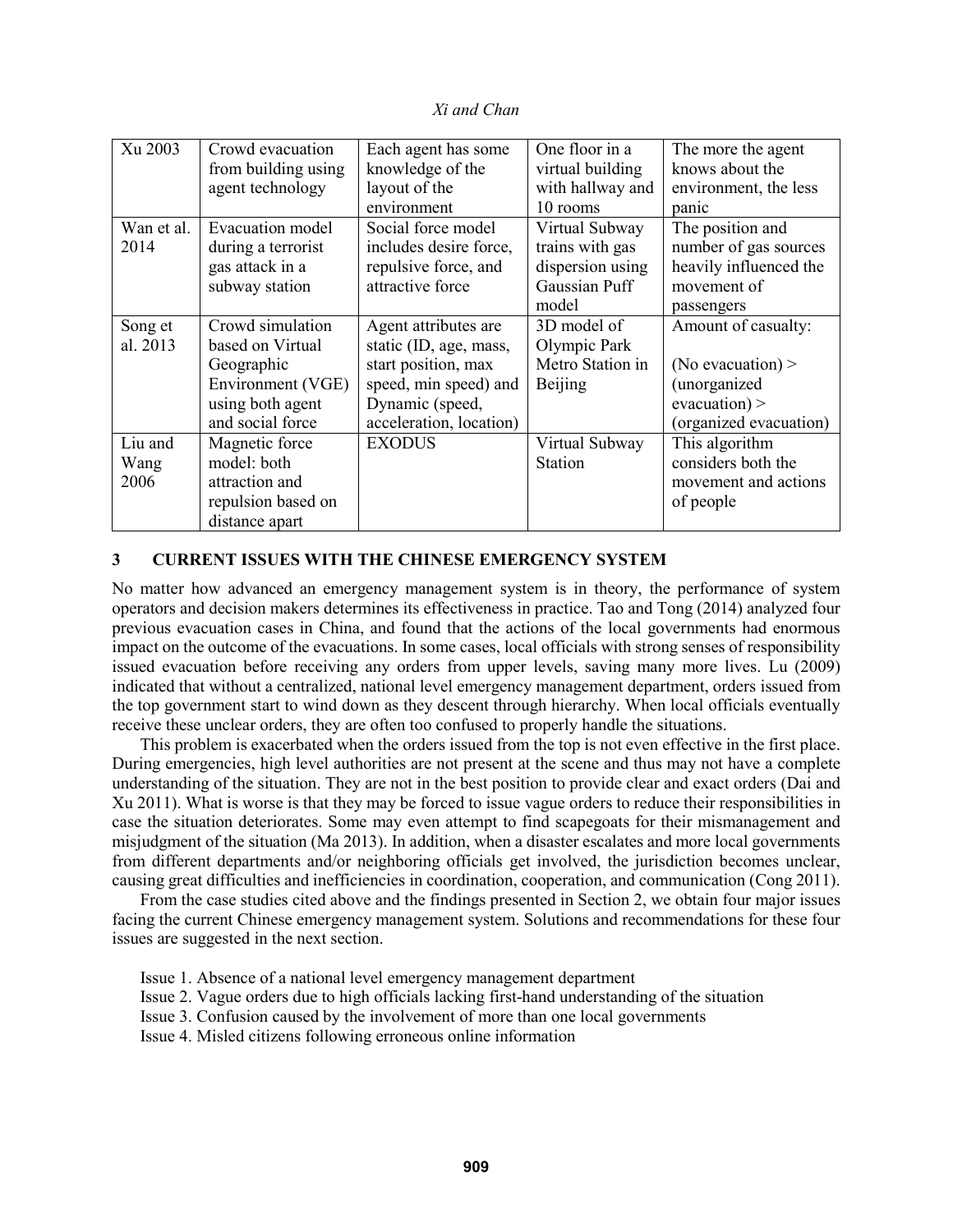| Xu 2003 | Crowd evacuation from building using agent technology | Each agent has some knowledge of the layout of the environment | One floor in a virtual building with hallway and 10 rooms | The more the agent knows about the environment, the less panic |
|---|---|---|---|---|
| Wan et al. 2014 | Evacuation model during a terrorist gas attack in a subway station | Social force model includes desire force, repulsive force, and attractive force | Virtual Subway trains with gas dispersion using Gaussian Puff model | The position and number of gas sources heavily influenced the movement of passengers |
| Song et al. 2013 | Crowd simulation based on Virtual Geographic Environment (VGE) using both agent and social force | Agent attributes are static (ID, age, mass, start position, max speed, min speed) and Dynamic (speed, acceleration, location) | 3D model of Olympic Park Metro Station in Beijing | Amount of casualty: (No evacuation) > (unorganized evacuation) > (organized evacuation) |
| Liu and Wang 2006 | Magnetic force model: both attraction and repulsion based on distance apart | EXODUS | Virtual Subway Station | This algorithm considers both the movement and actions of people |

## 3 CURRENT ISSUES WITH THE CHINESE EMERGENCY SYSTEM

No matter how advanced an emergency management system is in theory, the performance of system operators and decision makers determines its effectiveness in practice. Tao and Tong (2014) analyzed four previous evacuation cases in China, and found that the actions of the local governments had enormous impact on the outcome of the evacuations. In some cases, local officials with strong senses of responsibility issued evacuation before receiving any orders from upper levels, saving many more lives. Lu (2009) indicated that without a centralized, national level emergency management department, orders issued from the top government start to wind down as they descent through hierarchy. When local officials eventually receive these unclear orders, they are often too confused to properly handle the situations.

This problem is exacerbated when the orders issued from the top is not even effective in the first place. During emergencies, high level authorities are not present at the scene and thus may not have a complete understanding of the situation. They are not in the best position to provide clear and exact orders (Dai and Xu 2011). What is worse is that they may be forced to issue vague orders to reduce their responsibilities in case the situation deteriorates. Some may even attempt to find scapegoats for their mismanagement and misjudgment of the situation (Ma 2013). In addition, when a disaster escalates and more local governments from different departments and/or neighboring officials get involved, the jurisdiction becomes unclear, causing great difficulties and inefficiencies in coordination, cooperation, and communication (Cong 2011).

From the case studies cited above and the findings presented in Section 2, we obtain four major issues facing the current Chinese emergency management system. Solutions and recommendations for these four issues are suggested in the next section.

Issue 1. Absence of a national level emergency management department

Issue 2. Vague orders due to high officials lacking first-hand understanding of the situation

Issue 3. Confusion caused by the involvement of more than one local governments

Issue 4. Misled citizens following erroneous online information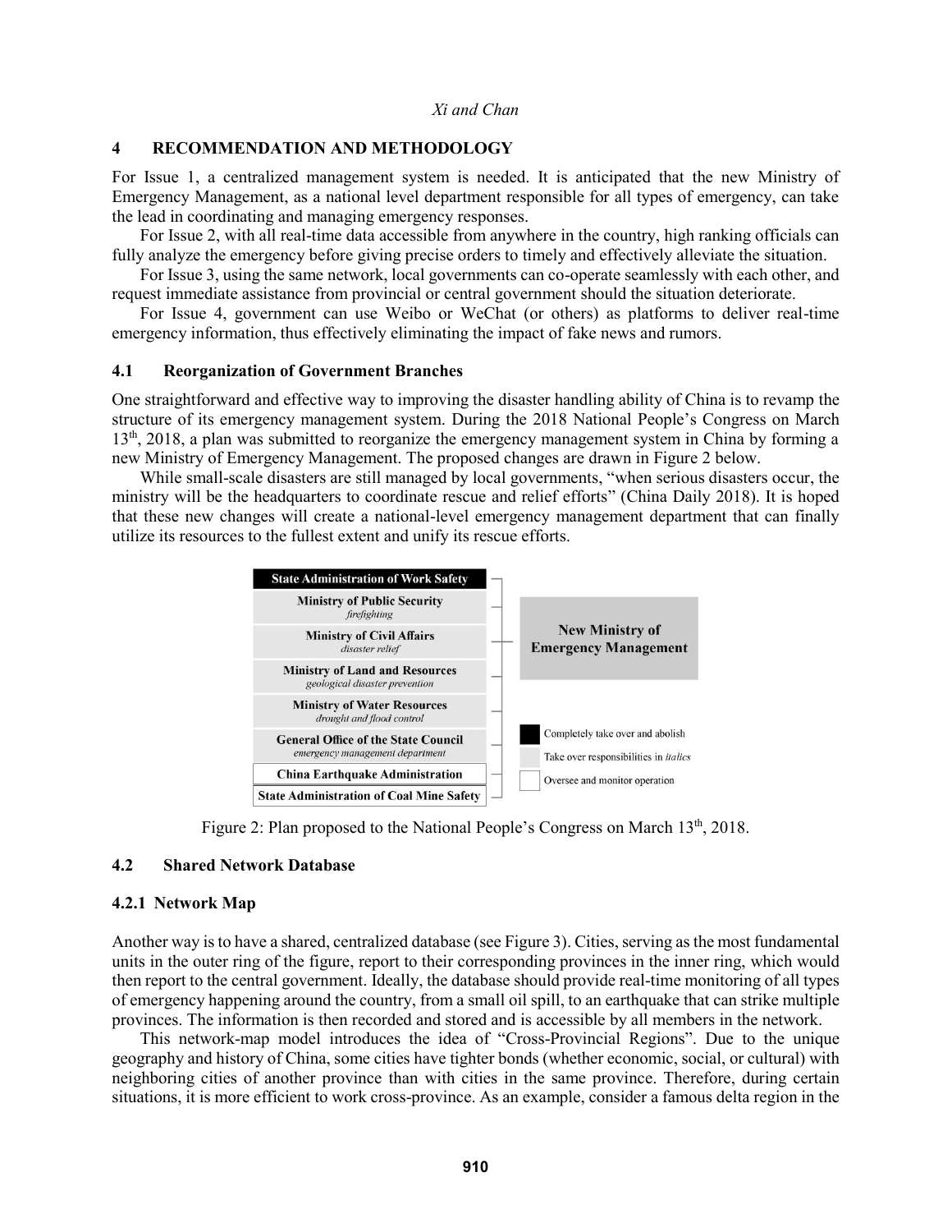## 4 RECOMMENDATION AND METHODOLOGY

For Issue 1, a centralized management system is needed. It is anticipated that the new Ministry of Emergency Management, as a national level department responsible for all types of emergency, can take the lead in coordinating and managing emergency responses.

For Issue 2, with all real-time data accessible from anywhere in the country, high ranking officials can fully analyze the emergency before giving precise orders to timely and effectively alleviate the situation.

For Issue 3, using the same network, local governments can co-operate seamlessly with each other, and request immediate assistance from provincial or central government should the situation deteriorate.

For Issue 4, government can use Weibo or WeChat (or others) as platforms to deliver real-time emergency information, thus effectively eliminating the impact of fake news and rumors.

### 4.1 Reorganization of Government Branches

One straightforward and effective way to improving the disaster handling ability of China is to revamp the structure of its emergency management system. During the 2018 National People's Congress on March 13th, 2018, a plan was submitted to reorganize the emergency management system in China by forming a new Ministry of Emergency Management. The proposed changes are drawn in Figure 2 below.

While small-scale disasters are still managed by local governments, "when serious disasters occur, the ministry will be the headquarters to coordinate rescue and relief efforts" (China Daily 2018). It is hoped that these new changes will create a national-level emergency management department that can finally utilize its resources to the fullest extent and unify its rescue efforts.

| Department | Merged into |
| --- | --- |
| **State Administration of Work Safety** | **New Ministry of Emergency Management** |
| **Ministry of Public Security** *firefighting* | |
| **Ministry of Civil Affairs** *disaster relief* | |
| **Ministry of Land and Resources** *geological disaster prevention* | |
| **Ministry of Water Resources** *drought and flood control* | |
| **General Office of the State Council** *emergency management department* | |
| **China Earthquake Administration** | |
| **State Administration of Coal Mine Safety** | |

Legend: Completely take over and abolish; Take over responsibilities in *italics*; Oversee and monitor operation

Figure 2: Plan proposed to the National People's Congress on March 13th, 2018.

### 4.2 Shared Network Database

#### 4.2.1 Network Map

Another way is to have a shared, centralized database (see Figure 3). Cities, serving as the most fundamental units in the outer ring of the figure, report to their corresponding provinces in the inner ring, which would then report to the central government. Ideally, the database should provide real-time monitoring of all types of emergency happening around the country, from a small oil spill, to an earthquake that can strike multiple provinces. The information is then recorded and stored and is accessible by all members in the network.

This network-map model introduces the idea of "Cross-Provincial Regions". Due to the unique geography and history of China, some cities have tighter bonds (whether economic, social, or cultural) with neighboring cities of another province than with cities in the same province. Therefore, during certain situations, it is more efficient to work cross-province. As an example, consider a famous delta region in the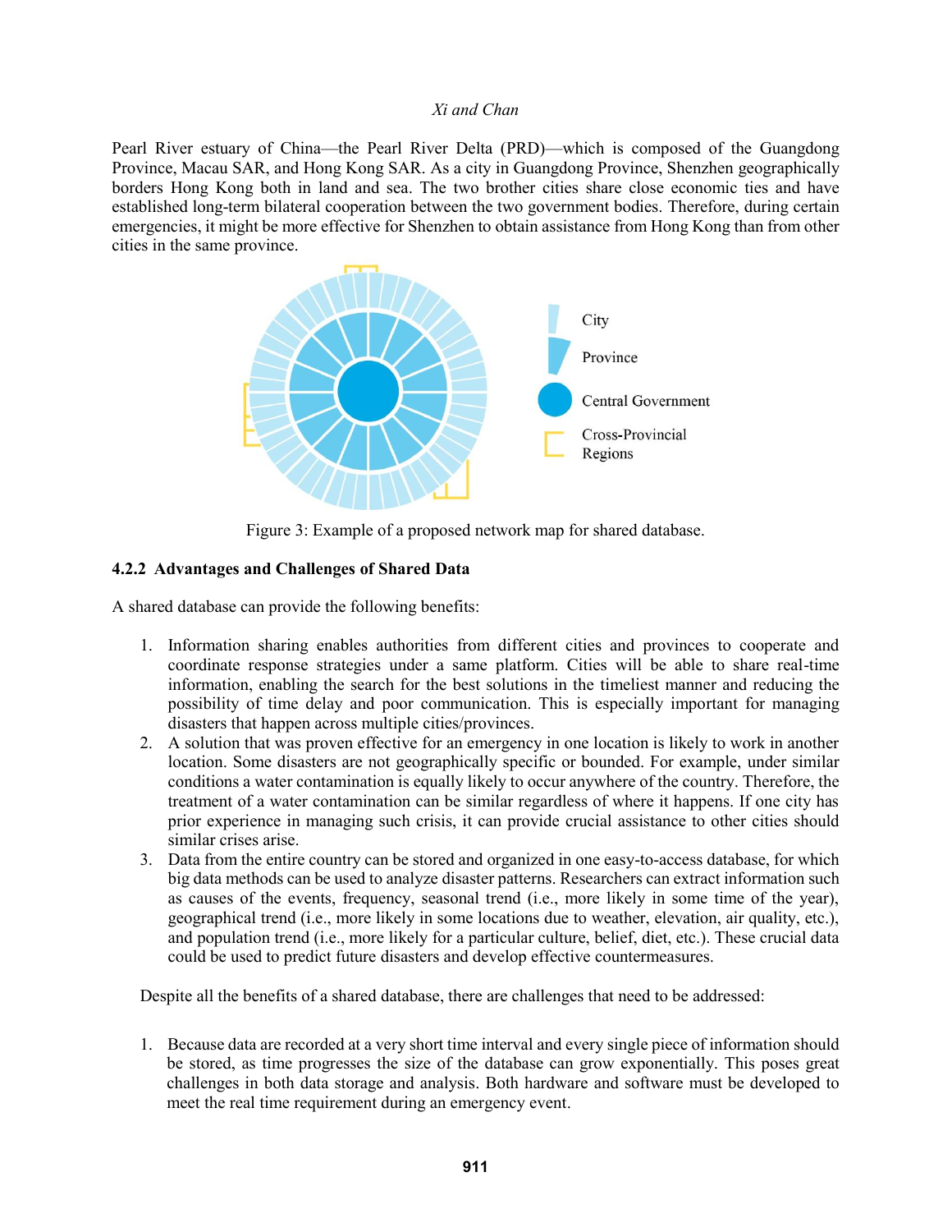Pearl River estuary of China—the Pearl River Delta (PRD)—which is composed of the Guangdong Province, Macau SAR, and Hong Kong SAR. As a city in Guangdong Province, Shenzhen geographically borders Hong Kong both in land and sea. The two brother cities share close economic ties and have established long-term bilateral cooperation between the two government bodies. Therefore, during certain emergencies, it might be more effective for Shenzhen to obtain assistance from Hong Kong than from other cities in the same province.

City

Province

Central Government

Cross-Provincial Regions

Figure 3: Example of a proposed network map for shared database.

### 4.2.2 Advantages and Challenges of Shared Data

A shared database can provide the following benefits:

1. Information sharing enables authorities from different cities and provinces to cooperate and coordinate response strategies under a same platform. Cities will be able to share real-time information, enabling the search for the best solutions in the timeliest manner and reducing the possibility of time delay and poor communication. This is especially important for managing disasters that happen across multiple cities/provinces.
2. A solution that was proven effective for an emergency in one location is likely to work in another location. Some disasters are not geographically specific or bounded. For example, under similar conditions a water contamination is equally likely to occur anywhere of the country. Therefore, the treatment of a water contamination can be similar regardless of where it happens. If one city has prior experience in managing such crisis, it can provide crucial assistance to other cities should similar crises arise.
3. Data from the entire country can be stored and organized in one easy-to-access database, for which big data methods can be used to analyze disaster patterns. Researchers can extract information such as causes of the events, frequency, seasonal trend (i.e., more likely in some time of the year), geographical trend (i.e., more likely in some locations due to weather, elevation, air quality, etc.), and population trend (i.e., more likely for a particular culture, belief, diet, etc.). These crucial data could be used to predict future disasters and develop effective countermeasures.

Despite all the benefits of a shared database, there are challenges that need to be addressed:

1. Because data are recorded at a very short time interval and every single piece of information should be stored, as time progresses the size of the database can grow exponentially. This poses great challenges in both data storage and analysis. Both hardware and software must be developed to meet the real time requirement during an emergency event.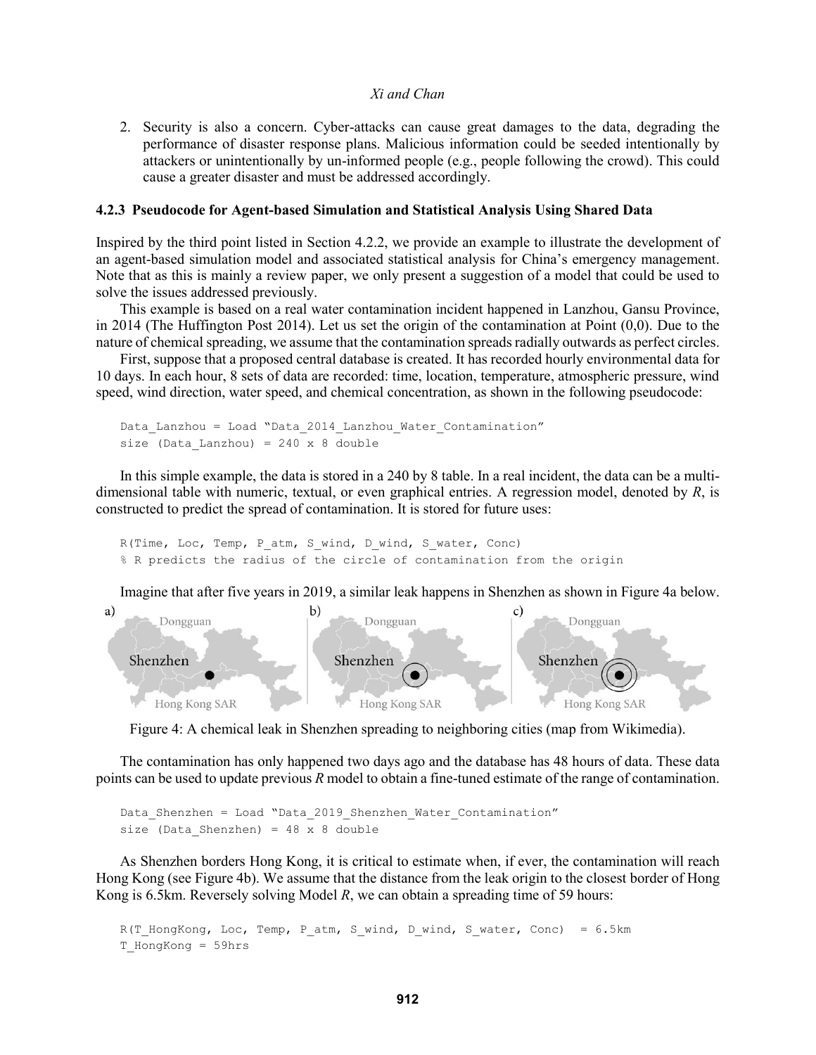2. Security is also a concern. Cyber-attacks can cause great damages to the data, degrading the performance of disaster response plans. Malicious information could be seeded intentionally by attackers or unintentionally by un-informed people (e.g., people following the crowd). This could cause a greater disaster and must be addressed accordingly.

### 4.2.3 Pseudocode for Agent-based Simulation and Statistical Analysis Using Shared Data

Inspired by the third point listed in Section 4.2.2, we provide an example to illustrate the development of an agent-based simulation model and associated statistical analysis for China's emergency management. Note that as this is mainly a review paper, we only present a suggestion of a model that could be used to solve the issues addressed previously.

This example is based on a real water contamination incident happened in Lanzhou, Gansu Province, in 2014 (The Huffington Post 2014). Let us set the origin of the contamination at Point (0,0). Due to the nature of chemical spreading, we assume that the contamination spreads radially outwards as perfect circles.

First, suppose that a proposed central database is created. It has recorded hourly environmental data for 10 days. In each hour, 8 sets of data are recorded: time, location, temperature, atmospheric pressure, wind speed, wind direction, water speed, and chemical concentration, as shown in the following pseudocode:

```
Data_Lanzhou = Load "Data_2014_Lanzhou_Water_Contamination"
size (Data_Lanzhou) = 240 x 8 double
```

In this simple example, the data is stored in a 240 by 8 table. In a real incident, the data can be a multi-dimensional table with numeric, textual, or even graphical entries. A regression model, denoted by *R*, is constructed to predict the spread of contamination. It is stored for future uses:

```
R(Time, Loc, Temp, P_atm, S_wind, D_wind, S_water, Conc)
% R predicts the radius of the circle of contamination from the origin
```

Imagine that after five years in 2019, a similar leak happens in Shenzhen as shown in Figure 4a below.

Figure 4: A chemical leak in Shenzhen spreading to neighboring cities (map from Wikimedia).

The contamination has only happened two days ago and the database has 48 hours of data. These data points can be used to update previous *R* model to obtain a fine-tuned estimate of the range of contamination.

```
Data_Shenzhen = Load "Data_2019_Shenzhen_Water_Contamination"
size (Data_Shenzhen) = 48 x 8 double
```

As Shenzhen borders Hong Kong, it is critical to estimate when, if ever, the contamination will reach Hong Kong (see Figure 4b). We assume that the distance from the leak origin to the closest border of Hong Kong is 6.5km. Reversely solving Model *R*, we can obtain a spreading time of 59 hours:

```
R(T_HongKong, Loc, Temp, P_atm, S_wind, D_wind, S_water, Conc)  = 6.5km
T_HongKong = 59hrs
```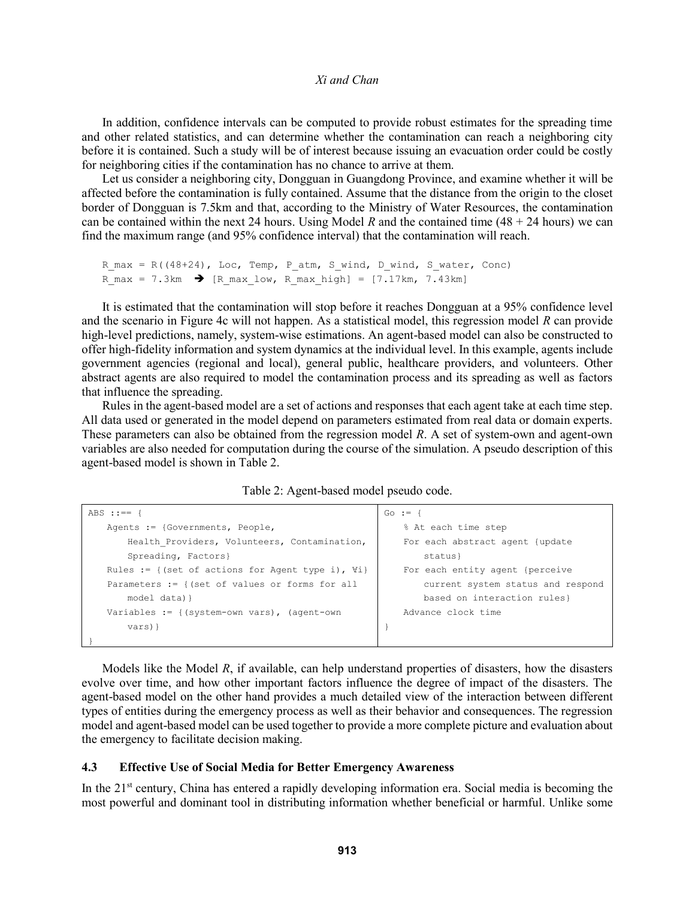In addition, confidence intervals can be computed to provide robust estimates for the spreading time and other related statistics, and can determine whether the contamination can reach a neighboring city before it is contained. Such a study will be of interest because issuing an evacuation order could be costly for neighboring cities if the contamination has no chance to arrive at them.

Let us consider a neighboring city, Dongguan in Guangdong Province, and examine whether it will be affected before the contamination is fully contained. Assume that the distance from the origin to the closet border of Dongguan is 7.5km and that, according to the Ministry of Water Resources, the contamination can be contained within the next 24 hours. Using Model *R* and the contained time (48 + 24 hours) we can find the maximum range (and 95% confidence interval) that the contamination will reach.

```
R_max = R((48+24), Loc, Temp, P_atm, S_wind, D_wind, S_water, Conc)
R_max = 7.3km  ➔ [R_max_low, R_max_high] = [7.17km, 7.43km]
```

It is estimated that the contamination will stop before it reaches Dongguan at a 95% confidence level and the scenario in Figure 4c will not happen. As a statistical model, this regression model *R* can provide high-level predictions, namely, system-wise estimations. An agent-based model can also be constructed to offer high-fidelity information and system dynamics at the individual level. In this example, agents include government agencies (regional and local), general public, healthcare providers, and volunteers. Other abstract agents are also required to model the contamination process and its spreading as well as factors that influence the spreading.

Rules in the agent-based model are a set of actions and responses that each agent take at each time step. All data used or generated in the model depend on parameters estimated from real data or domain experts. These parameters can also be obtained from the regression model *R*. A set of system-own and agent-own variables are also needed for computation during the course of the simulation. A pseudo description of this agent-based model is shown in Table 2.

Table 2: Agent-based model pseudo code.

| | |
|---|---|
| `ABS ::== {`<br>`Agents := {Governments, People, Health_Providers, Volunteers, Contamination, Spreading, Factors}`<br>`Rules := {(set of actions for Agent type i), ∀i}`<br>`Parameters := {(set of values or forms for all model data)}`<br>`Variables := {(system-own vars), (agent-own vars)}`<br>`}` | `Go := {`<br>`% At each time step`<br>`For each abstract agent {update status}`<br>`For each entity agent {perceive current system status and respond based on interaction rules}`<br>`Advance clock time`<br>`}` |

Models like the Model *R*, if available, can help understand properties of disasters, how the disasters evolve over time, and how other important factors influence the degree of impact of the disasters. The agent-based model on the other hand provides a much detailed view of the interaction between different types of entities during the emergency process as well as their behavior and consequences. The regression model and agent-based model can be used together to provide a more complete picture and evaluation about the emergency to facilitate decision making.

### 4.3 Effective Use of Social Media for Better Emergency Awareness

In the 21st century, China has entered a rapidly developing information era. Social media is becoming the most powerful and dominant tool in distributing information whether beneficial or harmful. Unlike some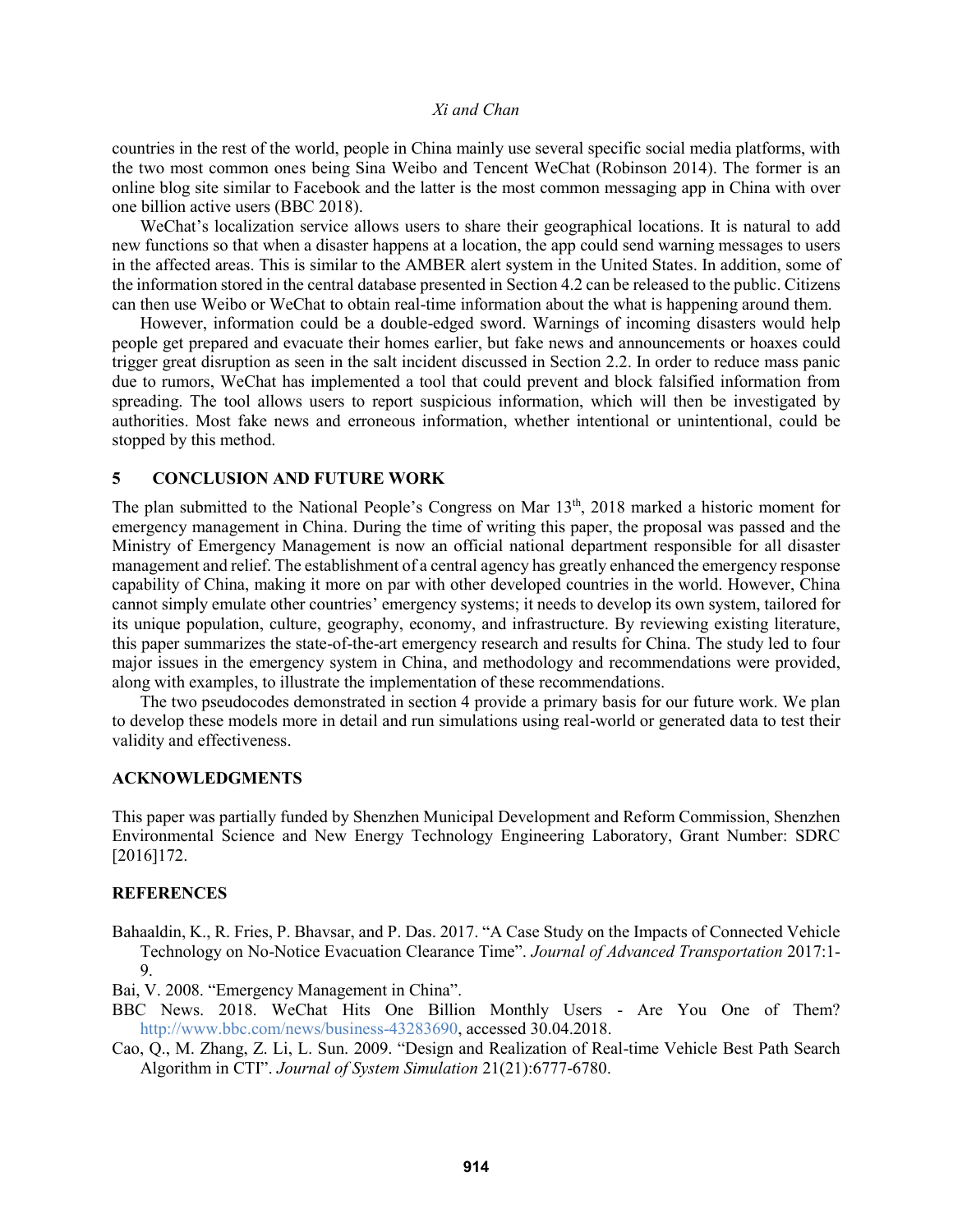countries in the rest of the world, people in China mainly use several specific social media platforms, with the two most common ones being Sina Weibo and Tencent WeChat (Robinson 2014). The former is an online blog site similar to Facebook and the latter is the most common messaging app in China with over one billion active users (BBC 2018).

WeChat's localization service allows users to share their geographical locations. It is natural to add new functions so that when a disaster happens at a location, the app could send warning messages to users in the affected areas. This is similar to the AMBER alert system in the United States. In addition, some of the information stored in the central database presented in Section 4.2 can be released to the public. Citizens can then use Weibo or WeChat to obtain real-time information about the what is happening around them.

However, information could be a double-edged sword. Warnings of incoming disasters would help people get prepared and evacuate their homes earlier, but fake news and announcements or hoaxes could trigger great disruption as seen in the salt incident discussed in Section 2.2. In order to reduce mass panic due to rumors, WeChat has implemented a tool that could prevent and block falsified information from spreading. The tool allows users to report suspicious information, which will then be investigated by authorities. Most fake news and erroneous information, whether intentional or unintentional, could be stopped by this method.

## 5 CONCLUSION AND FUTURE WORK

The plan submitted to the National People's Congress on Mar 13th, 2018 marked a historic moment for emergency management in China. During the time of writing this paper, the proposal was passed and the Ministry of Emergency Management is now an official national department responsible for all disaster management and relief. The establishment of a central agency has greatly enhanced the emergency response capability of China, making it more on par with other developed countries in the world. However, China cannot simply emulate other countries' emergency systems; it needs to develop its own system, tailored for its unique population, culture, geography, economy, and infrastructure. By reviewing existing literature, this paper summarizes the state-of-the-art emergency research and results for China. The study led to four major issues in the emergency system in China, and methodology and recommendations were provided, along with examples, to illustrate the implementation of these recommendations.

The two pseudocodes demonstrated in section 4 provide a primary basis for our future work. We plan to develop these models more in detail and run simulations using real-world or generated data to test their validity and effectiveness.

## ACKNOWLEDGMENTS

This paper was partially funded by Shenzhen Municipal Development and Reform Commission, Shenzhen Environmental Science and New Energy Technology Engineering Laboratory, Grant Number: SDRC [2016]172.

## REFERENCES

Bahaaldin, K., R. Fries, P. Bhavsar, and P. Das. 2017. "A Case Study on the Impacts of Connected Vehicle Technology on No-Notice Evacuation Clearance Time". *Journal of Advanced Transportation* 2017:1-9.

Bai, V. 2008. "Emergency Management in China".

BBC News. 2018. WeChat Hits One Billion Monthly Users - Are You One of Them? http://www.bbc.com/news/business-43283690, accessed 30.04.2018.

Cao, Q., M. Zhang, Z. Li, L. Sun. 2009. "Design and Realization of Real-time Vehicle Best Path Search Algorithm in CTI". *Journal of System Simulation* 21(21):6777-6780.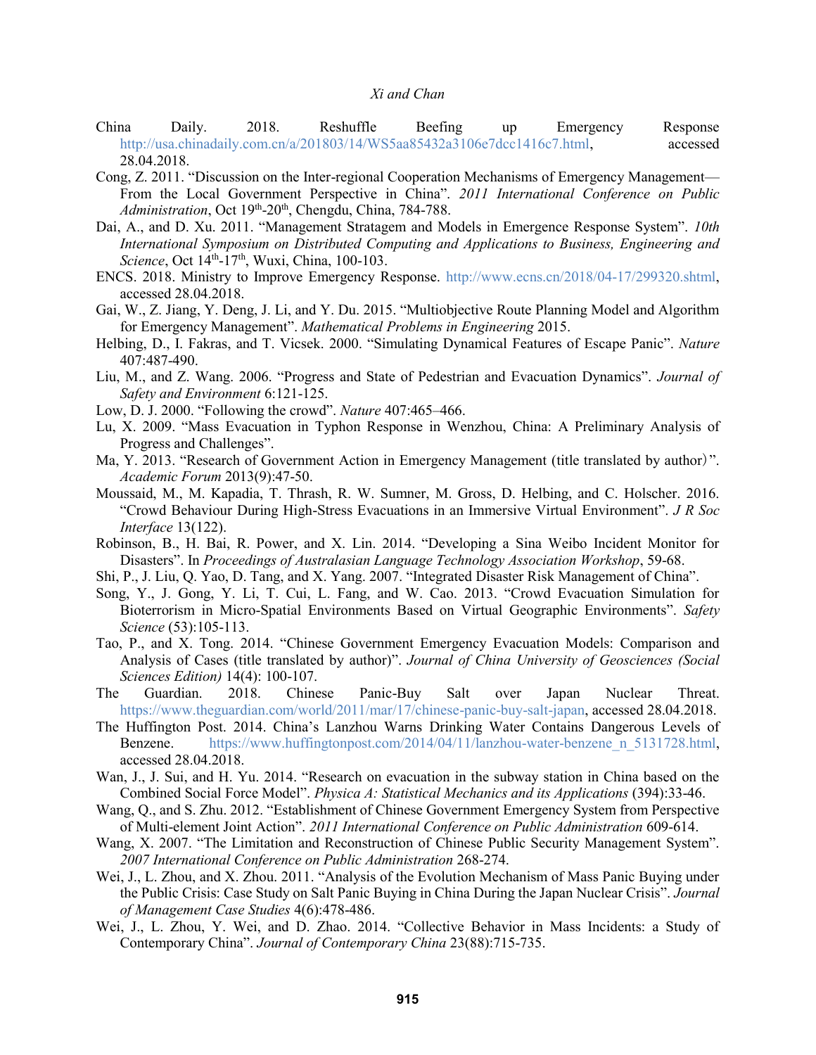China Daily. 2018. Reshuffle Beefing up Emergency Response http://usa.chinadaily.com.cn/a/201803/14/WS5aa85432a3106e7dcc1416c7.html, accessed 28.04.2018.

Cong, Z. 2011. "Discussion on the Inter-regional Cooperation Mechanisms of Emergency Management—From the Local Government Perspective in China". *2011 International Conference on Public Administration*, Oct 19th-20th, Chengdu, China, 784-788.

Dai, A., and D. Xu. 2011. "Management Stratagem and Models in Emergence Response System". *10th International Symposium on Distributed Computing and Applications to Business, Engineering and Science*, Oct 14th-17th, Wuxi, China, 100-103.

ENCS. 2018. Ministry to Improve Emergency Response. http://www.ecns.cn/2018/04-17/299320.shtml, accessed 28.04.2018.

Gai, W., Z. Jiang, Y. Deng, J. Li, and Y. Du. 2015. "Multiobjective Route Planning Model and Algorithm for Emergency Management". *Mathematical Problems in Engineering* 2015.

Helbing, D., I. Fakras, and T. Vicsek. 2000. "Simulating Dynamical Features of Escape Panic". *Nature* 407:487-490.

Liu, M., and Z. Wang. 2006. "Progress and State of Pedestrian and Evacuation Dynamics". *Journal of Safety and Environment* 6:121-125.

Low, D. J. 2000. "Following the crowd". *Nature* 407:465–466.

Lu, X. 2009. "Mass Evacuation in Typhon Response in Wenzhou, China: A Preliminary Analysis of Progress and Challenges".

Ma, Y. 2013. "Research of Government Action in Emergency Management (title translated by author)". *Academic Forum* 2013(9):47-50.

Moussaid, M., M. Kapadia, T. Thrash, R. W. Sumner, M. Gross, D. Helbing, and C. Holscher. 2016. "Crowd Behaviour During High-Stress Evacuations in an Immersive Virtual Environment". *J R Soc Interface* 13(122).

Robinson, B., H. Bai, R. Power, and X. Lin. 2014. "Developing a Sina Weibo Incident Monitor for Disasters". In *Proceedings of Australasian Language Technology Association Workshop*, 59-68.

Shi, P., J. Liu, Q. Yao, D. Tang, and X. Yang. 2007. "Integrated Disaster Risk Management of China".

Song, Y., J. Gong, Y. Li, T. Cui, L. Fang, and W. Cao. 2013. "Crowd Evacuation Simulation for Bioterrorism in Micro-Spatial Environments Based on Virtual Geographic Environments". *Safety Science* (53):105-113.

Tao, P., and X. Tong. 2014. "Chinese Government Emergency Evacuation Models: Comparison and Analysis of Cases (title translated by author)". *Journal of China University of Geosciences (Social Sciences Edition)* 14(4): 100-107.

The Guardian. 2018. Chinese Panic-Buy Salt over Japan Nuclear Threat. https://www.theguardian.com/world/2011/mar/17/chinese-panic-buy-salt-japan, accessed 28.04.2018.

The Huffington Post. 2014. China's Lanzhou Warns Drinking Water Contains Dangerous Levels of Benzene. https://www.huffingtonpost.com/2014/04/11/lanzhou-water-benzene_n_5131728.html, accessed 28.04.2018.

Wan, J., J. Sui, and H. Yu. 2014. "Research on evacuation in the subway station in China based on the Combined Social Force Model". *Physica A: Statistical Mechanics and its Applications* (394):33-46.

Wang, Q., and S. Zhu. 2012. "Establishment of Chinese Government Emergency System from Perspective of Multi-element Joint Action". *2011 International Conference on Public Administration* 609-614.

Wang, X. 2007. "The Limitation and Reconstruction of Chinese Public Security Management System". *2007 International Conference on Public Administration* 268-274.

Wei, J., L. Zhou, and X. Zhou. 2011. "Analysis of the Evolution Mechanism of Mass Panic Buying under the Public Crisis: Case Study on Salt Panic Buying in China During the Japan Nuclear Crisis". *Journal of Management Case Studies* 4(6):478-486.

Wei, J., L. Zhou, Y. Wei, and D. Zhao. 2014. "Collective Behavior in Mass Incidents: a Study of Contemporary China". *Journal of Contemporary China* 23(88):715-735.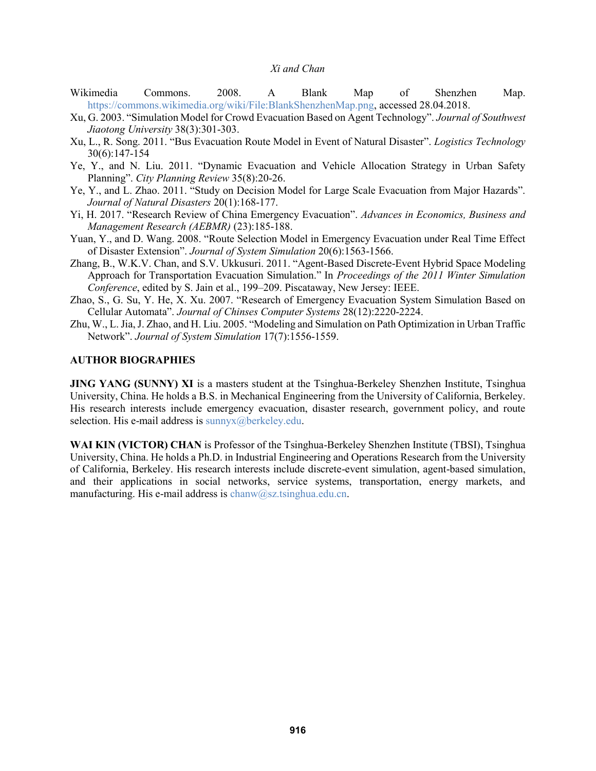Wikimedia Commons. 2008. A Blank Map of Shenzhen Map. https://commons.wikimedia.org/wiki/File:BlankShenzhenMap.png, accessed 28.04.2018.

Xu, G. 2003. "Simulation Model for Crowd Evacuation Based on Agent Technology". *Journal of Southwest Jiaotong University* 38(3):301-303.

Xu, L., R. Song. 2011. "Bus Evacuation Route Model in Event of Natural Disaster". *Logistics Technology* 30(6):147-154

Ye, Y., and N. Liu. 2011. "Dynamic Evacuation and Vehicle Allocation Strategy in Urban Safety Planning". *City Planning Review* 35(8):20-26.

Ye, Y., and L. Zhao. 2011. "Study on Decision Model for Large Scale Evacuation from Major Hazards". *Journal of Natural Disasters* 20(1):168-177.

Yi, H. 2017. "Research Review of China Emergency Evacuation". *Advances in Economics, Business and Management Research (AEBMR)* (23):185-188.

Yuan, Y., and D. Wang. 2008. "Route Selection Model in Emergency Evacuation under Real Time Effect of Disaster Extension". *Journal of System Simulation* 20(6):1563-1566.

Zhang, B., W.K.V. Chan, and S.V. Ukkusuri. 2011. "Agent-Based Discrete-Event Hybrid Space Modeling Approach for Transportation Evacuation Simulation." In *Proceedings of the 2011 Winter Simulation Conference*, edited by S. Jain et al., 199–209. Piscataway, New Jersey: IEEE.

Zhao, S., G. Su, Y. He, X. Xu. 2007. "Research of Emergency Evacuation System Simulation Based on Cellular Automata". *Journal of Chinses Computer Systems* 28(12):2220-2224.

Zhu, W., L. Jia, J. Zhao, and H. Liu. 2005. "Modeling and Simulation on Path Optimization in Urban Traffic Network". *Journal of System Simulation* 17(7):1556-1559.

## AUTHOR BIOGRAPHIES

**JING YANG (SUNNY) XI** is a masters student at the Tsinghua-Berkeley Shenzhen Institute, Tsinghua University, China. He holds a B.S. in Mechanical Engineering from the University of California, Berkeley. His research interests include emergency evacuation, disaster research, government policy, and route selection. His e-mail address is sunnyx@berkeley.edu.

**WAI KIN (VICTOR) CHAN** is Professor of the Tsinghua-Berkeley Shenzhen Institute (TBSI), Tsinghua University, China. He holds a Ph.D. in Industrial Engineering and Operations Research from the University of California, Berkeley. His research interests include discrete-event simulation, agent-based simulation, and their applications in social networks, service systems, transportation, energy markets, and manufacturing. His e-mail address is chanw@sz.tsinghua.edu.cn.